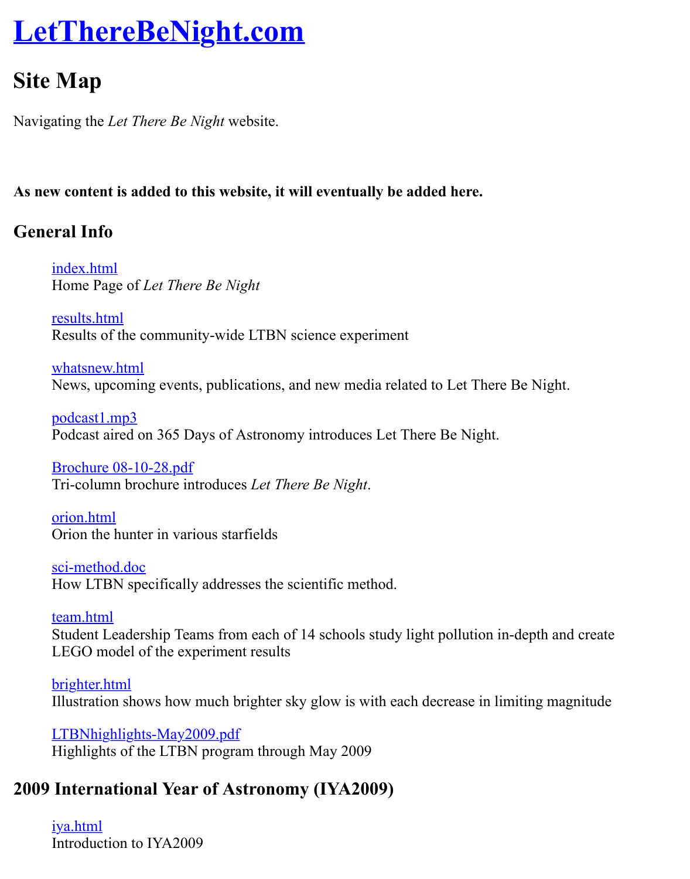# LetThereBeNight.com

## Site Map

Navigating the *Let There Be Night* website.

**As new content is added to this website, it will eventually be added here.**

### General Info

index.html
Home Page of *Let There Be Night*

results.html
Results of the community-wide LTBN science experiment

whatsnew.html
News, upcoming events, publications, and new media related to Let There Be Night.

podcast1.mp3
Podcast aired on 365 Days of Astronomy introduces Let There Be Night.

Brochure 08-10-28.pdf
Tri-column brochure introduces *Let There Be Night*.

orion.html
Orion the hunter in various starfields

sci-method.doc
How LTBN specifically addresses the scientific method.

team.html
Student Leadership Teams from each of 14 schools study light pollution in-depth and create LEGO model of the experiment results

brighter.html
Illustration shows how much brighter sky glow is with each decrease in limiting magnitude

LTBNhighlights-May2009.pdf
Highlights of the LTBN program through May 2009

### 2009 International Year of Astronomy (IYA2009)

iya.html
Introduction to IYA2009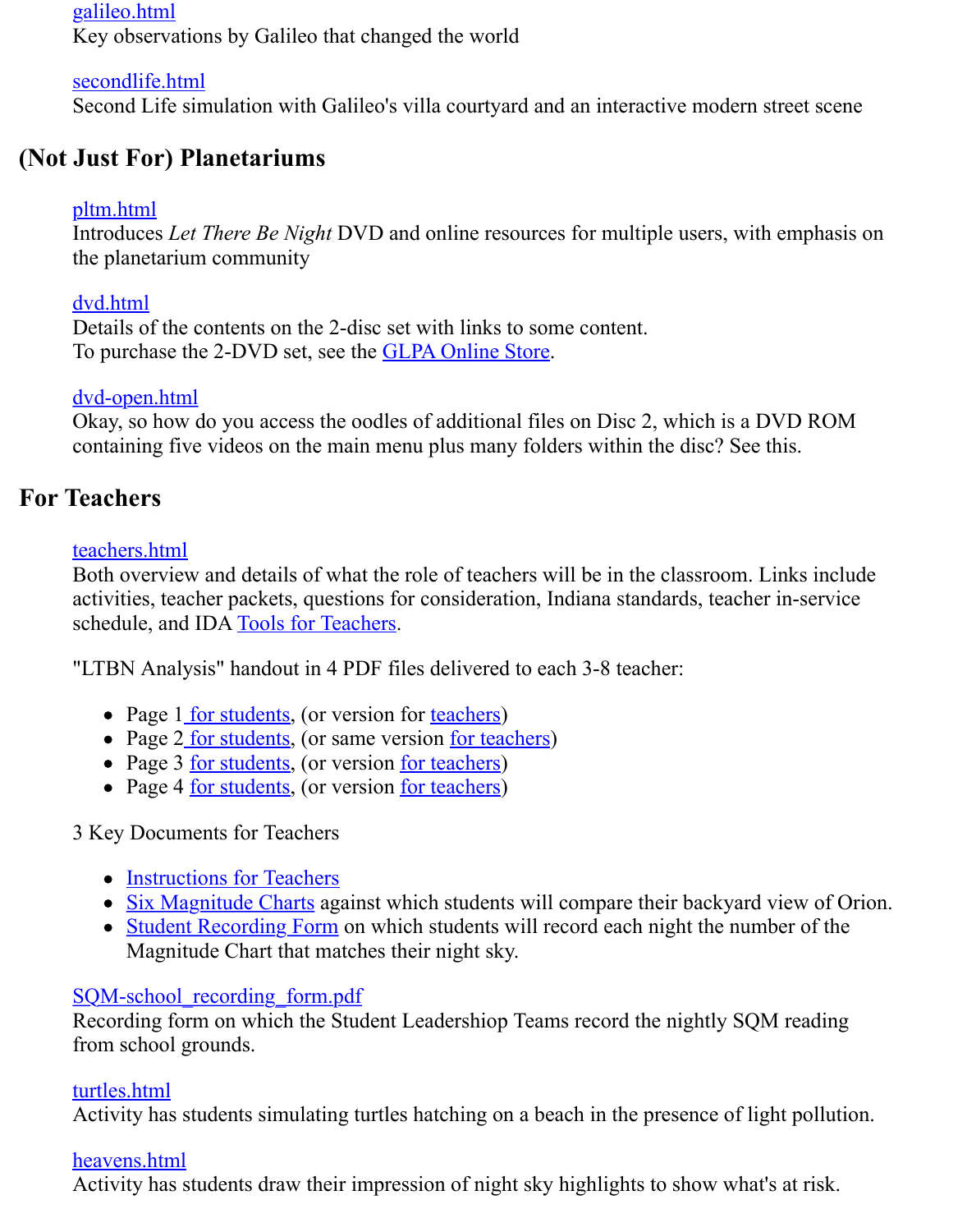[galileo.html](galileo.html)
Key observations by Galileo that changed the world

[secondlife.html](secondlife.html)
Second Life simulation with Galileo's villa courtyard and an interactive modern street scene

## (Not Just For) Planetariums

[pltm.html](pltm.html)
Introduces *Let There Be Night* DVD and online resources for multiple users, with emphasis on the planetarium community

[dvd.html](dvd.html)
Details of the contents on the 2-disc set with links to some content.
To purchase the 2-DVD set, see the GLPA Online Store.

[dvd-open.html](dvd-open.html)
Okay, so how do you access the oodles of additional files on Disc 2, which is a DVD ROM containing five videos on the main menu plus many folders within the disc? See this.

## For Teachers

[teachers.html](teachers.html)
Both overview and details of what the role of teachers will be in the classroom. Links include activities, teacher packets, questions for consideration, Indiana standards, teacher in-service schedule, and IDA Tools for Teachers.

"LTBN Analysis" handout in 4 PDF files delivered to each 3-8 teacher:

- Page 1 for students, (or version for teachers)
- Page 2 for students, (or same version for teachers)
- Page 3 for students, (or version for teachers)
- Page 4 for students, (or version for teachers)

3 Key Documents for Teachers

- Instructions for Teachers
- Six Magnitude Charts against which students will compare their backyard view of Orion.
- Student Recording Form on which students will record each night the number of the Magnitude Chart that matches their night sky.

[SQM-school_recording_form.pdf](SQM-school_recording_form.pdf)
Recording form on which the Student Leadershiop Teams record the nightly SQM reading from school grounds.

[turtles.html](turtles.html)
Activity has students simulating turtles hatching on a beach in the presence of light pollution.

[heavens.html](heavens.html)
Activity has students draw their impression of night sky highlights to show what's at risk.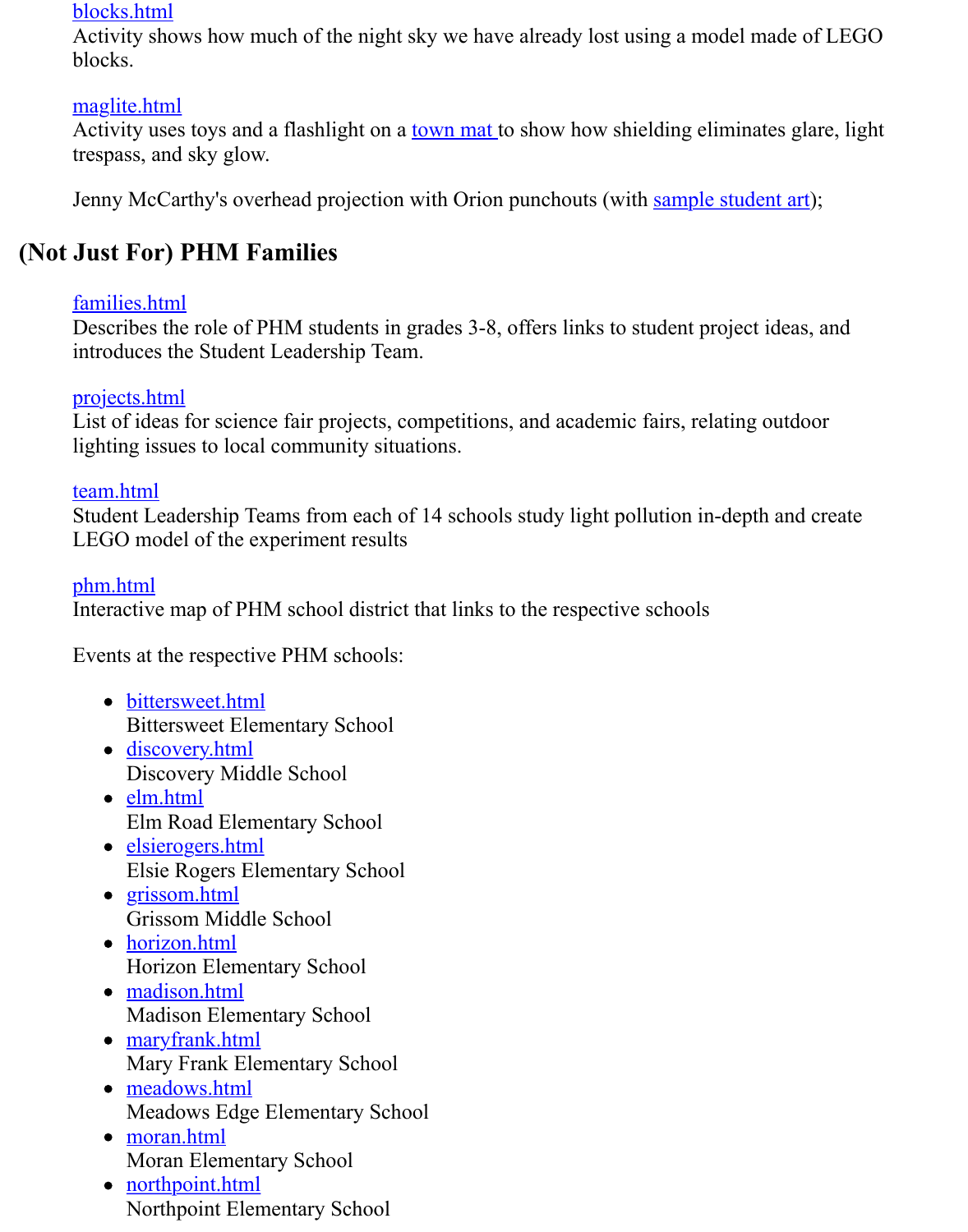[blocks.html](blocks.html)
Activity shows how much of the night sky we have already lost using a model made of LEGO blocks.

[maglite.html](maglite.html)
Activity uses toys and a flashlight on a [town mat](#) to show how shielding eliminates glare, light trespass, and sky glow.

Jenny McCarthy's overhead projection with Orion punchouts (with [sample student art](#));

## (Not Just For) PHM Families

[families.html](families.html)
Describes the role of PHM students in grades 3-8, offers links to student project ideas, and introduces the Student Leadership Team.

[projects.html](projects.html)
List of ideas for science fair projects, competitions, and academic fairs, relating outdoor lighting issues to local community situations.

[team.html](team.html)
Student Leadership Teams from each of 14 schools study light pollution in-depth and create LEGO model of the experiment results

[phm.html](phm.html)
Interactive map of PHM school district that links to the respective schools

Events at the respective PHM schools:

- [bittersweet.html](bittersweet.html)
  Bittersweet Elementary School
- [discovery.html](discovery.html)
  Discovery Middle School
- [elm.html](elm.html)
  Elm Road Elementary School
- [elsierogers.html](elsierogers.html)
  Elsie Rogers Elementary School
- [grissom.html](grissom.html)
  Grissom Middle School
- [horizon.html](horizon.html)
  Horizon Elementary School
- [madison.html](madison.html)
  Madison Elementary School
- [maryfrank.html](maryfrank.html)
  Mary Frank Elementary School
- [meadows.html](meadows.html)
  Meadows Edge Elementary School
- [moran.html](moran.html)
  Moran Elementary School
- [northpoint.html](northpoint.html)
  Northpoint Elementary School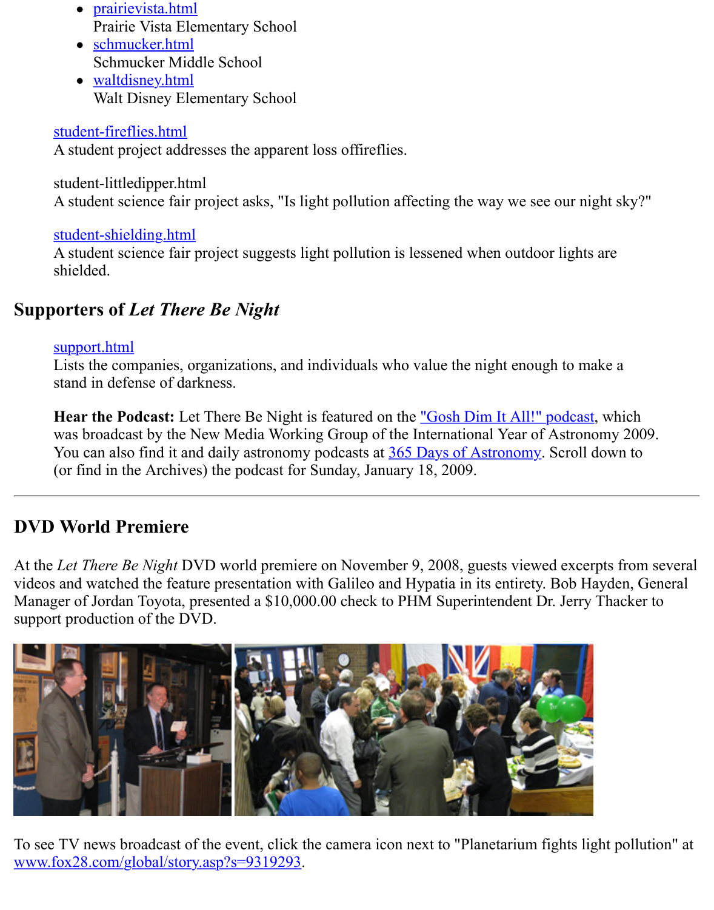- prairievista.html
  Prairie Vista Elementary School
- schmucker.html
  Schmucker Middle School
- waltdisney.html
  Walt Disney Elementary School

student-fireflies.html
A student project addresses the apparent loss offireflies.

student-littledipper.html
A student science fair project asks, "Is light pollution affecting the way we see our night sky?"

student-shielding.html
A student science fair project suggests light pollution is lessened when outdoor lights are shielded.

## Supporters of *Let There Be Night*

support.html
Lists the companies, organizations, and individuals who value the night enough to make a stand in defense of darkness.

**Hear the Podcast:** Let There Be Night is featured on the "Gosh Dim It All!" podcast, which was broadcast by the New Media Working Group of the International Year of Astronomy 2009. You can also find it and daily astronomy podcasts at 365 Days of Astronomy. Scroll down to (or find in the Archives) the podcast for Sunday, January 18, 2009.

---

## DVD World Premiere

At the *Let There Be Night* DVD world premiere on November 9, 2008, guests viewed excerpts from several videos and watched the feature presentation with Galileo and Hypatia in its entirety. Bob Hayden, General Manager of Jordan Toyota, presented a $10,000.00 check to PHM Superintendent Dr. Jerry Thacker to support production of the DVD.

To see TV news broadcast of the event, click the camera icon next to "Planetarium fights light pollution" at www.fox28.com/global/story.asp?s=9319293.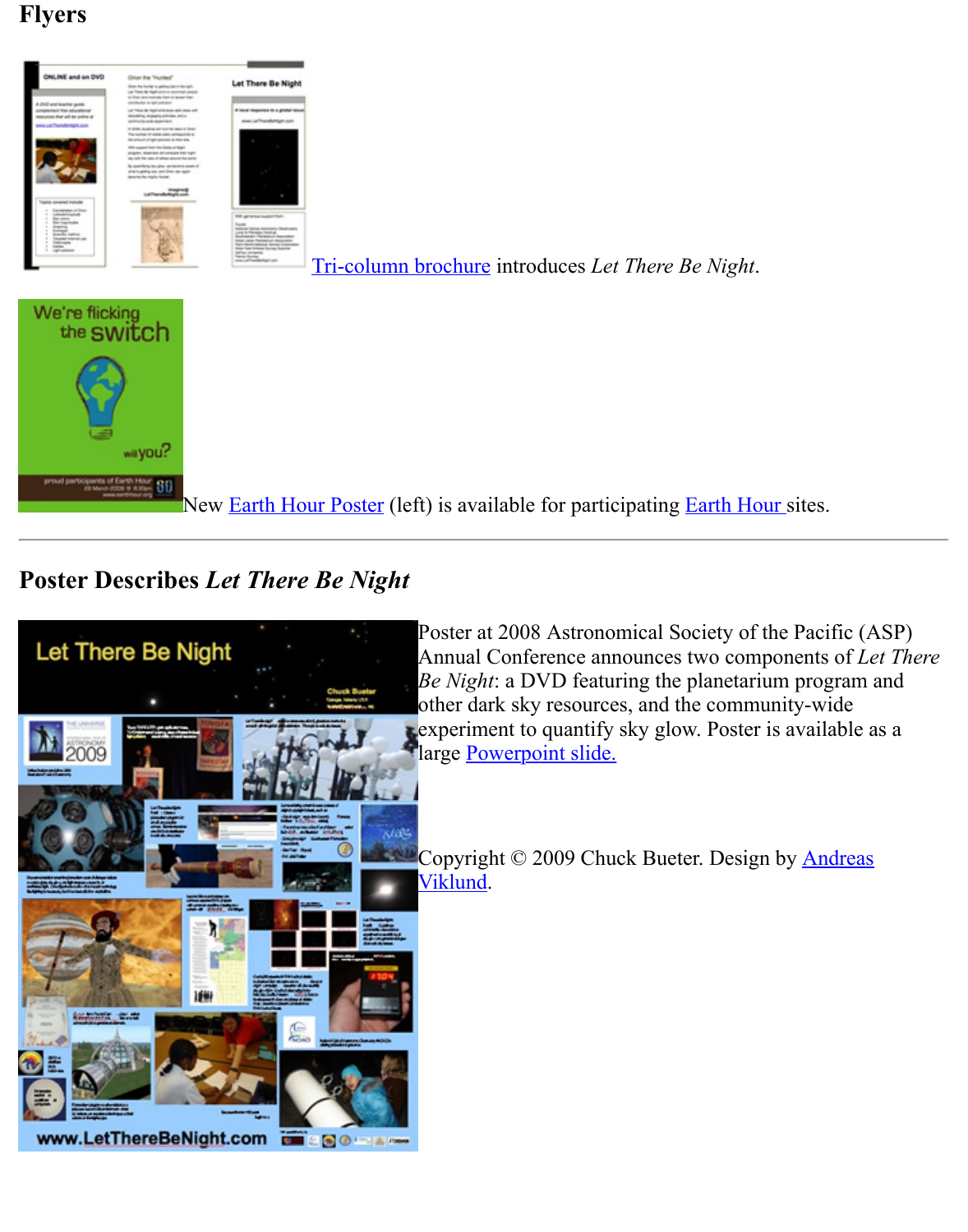## Flyers

Tri-column brochure introduces *Let There Be Night*.

New Earth Hour Poster (left) is available for participating Earth Hour sites.

---

## Poster Describes *Let There Be Night*

Poster at 2008 Astronomical Society of the Pacific (ASP) Annual Conference announces two components of *Let There Be Night*: a DVD featuring the planetarium program and other dark sky resources, and the community-wide experiment to quantify sky glow. Poster is available as a large Powerpoint slide.

Copyright © 2009 Chuck Bueter. Design by Andreas Viklund.